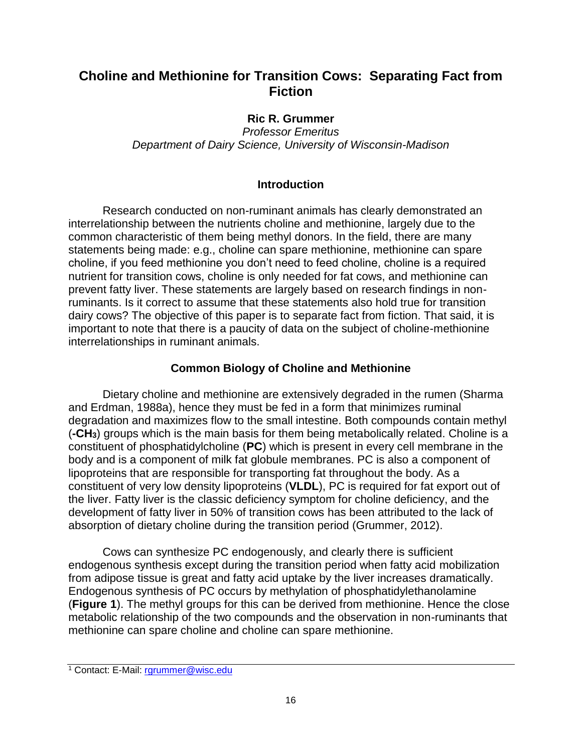# Choline and Methionine for Transition Cows: Separating Fact from Fiction

**Ric R. Grummer**

*Professor Emeritus*
*Department of Dairy Science, University of Wisconsin-Madison*

## Introduction

Research conducted on non-ruminant animals has clearly demonstrated an interrelationship between the nutrients choline and methionine, largely due to the common characteristic of them being methyl donors. In the field, there are many statements being made: e.g., choline can spare methionine, methionine can spare choline, if you feed methionine you don't need to feed choline, choline is a required nutrient for transition cows, choline is only needed for fat cows, and methionine can prevent fatty liver. These statements are largely based on research findings in non-ruminants. Is it correct to assume that these statements also hold true for transition dairy cows? The objective of this paper is to separate fact from fiction. That said, it is important to note that there is a paucity of data on the subject of choline-methionine interrelationships in ruminant animals.

## Common Biology of Choline and Methionine

Dietary choline and methionine are extensively degraded in the rumen (Sharma and Erdman, 1988a), hence they must be fed in a form that minimizes ruminal degradation and maximizes flow to the small intestine. Both compounds contain methyl (**-$CH_3$**) groups which is the main basis for them being metabolically related. Choline is a constituent of phosphatidylcholine (**PC**) which is present in every cell membrane in the body and is a component of milk fat globule membranes. PC is also a component of lipoproteins that are responsible for transporting fat throughout the body. As a constituent of very low density lipoproteins (**VLDL**), PC is required for fat export out of the liver. Fatty liver is the classic deficiency symptom for choline deficiency, and the development of fatty liver in 50% of transition cows has been attributed to the lack of absorption of dietary choline during the transition period (Grummer, 2012).

Cows can synthesize PC endogenously, and clearly there is sufficient endogenous synthesis except during the transition period when fatty acid mobilization from adipose tissue is great and fatty acid uptake by the liver increases dramatically. Endogenous synthesis of PC occurs by methylation of phosphatidylethanolamine (**Figure 1**). The methyl groups for this can be derived from methionine. Hence the close metabolic relationship of the two compounds and the observation in non-ruminants that methionine can spare choline and choline can spare methionine.

[1] Contact: E-Mail: rgrummer@wisc.edu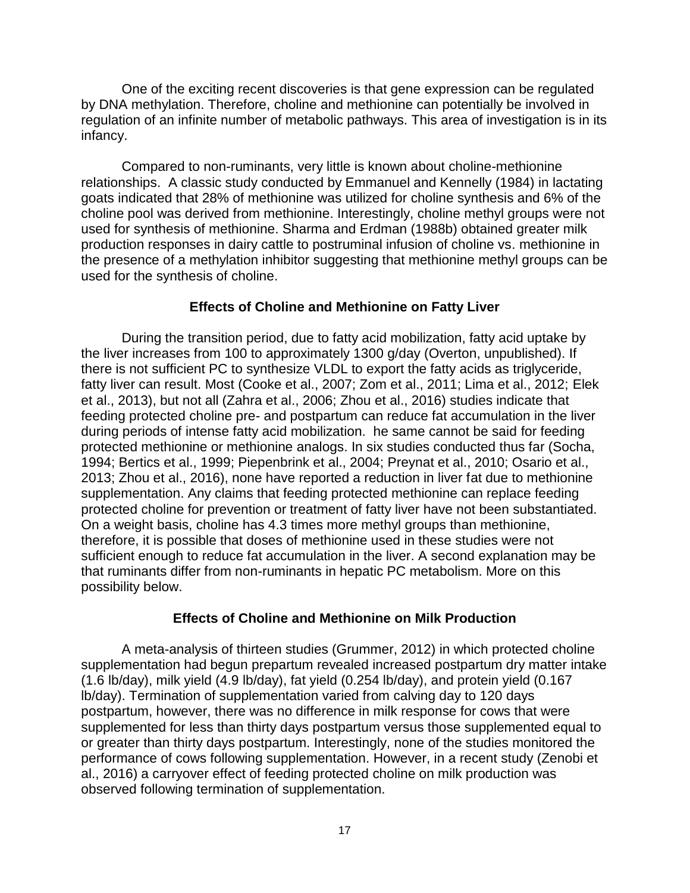One of the exciting recent discoveries is that gene expression can be regulated by DNA methylation. Therefore, choline and methionine can potentially be involved in regulation of an infinite number of metabolic pathways. This area of investigation is in its infancy.

Compared to non-ruminants, very little is known about choline-methionine relationships. A classic study conducted by Emmanuel and Kennelly (1984) in lactating goats indicated that 28% of methionine was utilized for choline synthesis and 6% of the choline pool was derived from methionine. Interestingly, choline methyl groups were not used for synthesis of methionine. Sharma and Erdman (1988b) obtained greater milk production responses in dairy cattle to postruminal infusion of choline vs. methionine in the presence of a methylation inhibitor suggesting that methionine methyl groups can be used for the synthesis of choline.

## Effects of Choline and Methionine on Fatty Liver

During the transition period, due to fatty acid mobilization, fatty acid uptake by the liver increases from 100 to approximately 1300 g/day (Overton, unpublished). If there is not sufficient PC to synthesize VLDL to export the fatty acids as triglyceride, fatty liver can result. Most (Cooke et al., 2007; Zom et al., 2011; Lima et al., 2012; Elek et al., 2013), but not all (Zahra et al., 2006; Zhou et al., 2016) studies indicate that feeding protected choline pre- and postpartum can reduce fat accumulation in the liver during periods of intense fatty acid mobilization. he same cannot be said for feeding protected methionine or methionine analogs. In six studies conducted thus far (Socha, 1994; Bertics et al., 1999; Piepenbrink et al., 2004; Preynat et al., 2010; Osario et al., 2013; Zhou et al., 2016), none have reported a reduction in liver fat due to methionine supplementation. Any claims that feeding protected methionine can replace feeding protected choline for prevention or treatment of fatty liver have not been substantiated. On a weight basis, choline has 4.3 times more methyl groups than methionine, therefore, it is possible that doses of methionine used in these studies were not sufficient enough to reduce fat accumulation in the liver. A second explanation may be that ruminants differ from non-ruminants in hepatic PC metabolism. More on this possibility below.

## Effects of Choline and Methionine on Milk Production

A meta-analysis of thirteen studies (Grummer, 2012) in which protected choline supplementation had begun prepartum revealed increased postpartum dry matter intake (1.6 lb/day), milk yield (4.9 lb/day), fat yield (0.254 lb/day), and protein yield (0.167 lb/day). Termination of supplementation varied from calving day to 120 days postpartum, however, there was no difference in milk response for cows that were supplemented for less than thirty days postpartum versus those supplemented equal to or greater than thirty days postpartum. Interestingly, none of the studies monitored the performance of cows following supplementation. However, in a recent study (Zenobi et al., 2016) a carryover effect of feeding protected choline on milk production was observed following termination of supplementation.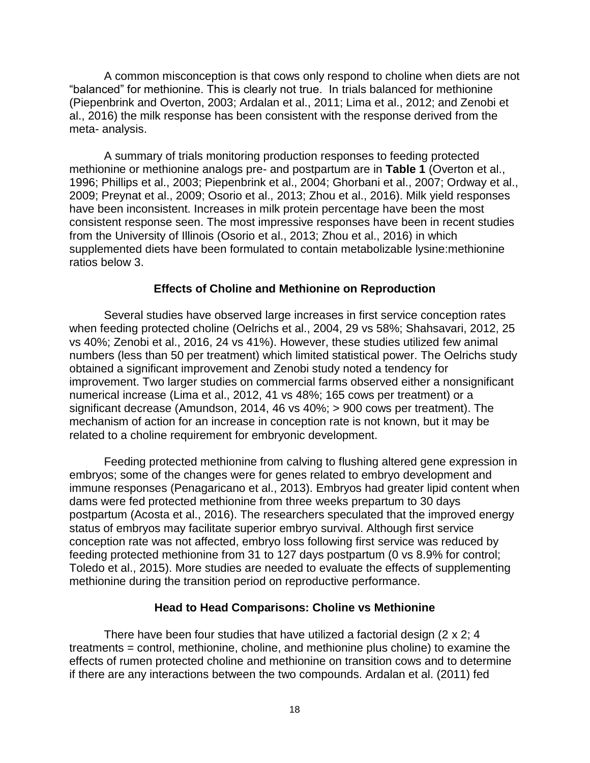A common misconception is that cows only respond to choline when diets are not "balanced" for methionine. This is clearly not true. In trials balanced for methionine (Piepenbrink and Overton, 2003; Ardalan et al., 2011; Lima et al., 2012; and Zenobi et al., 2016) the milk response has been consistent with the response derived from the meta- analysis.

A summary of trials monitoring production responses to feeding protected methionine or methionine analogs pre- and postpartum are in **Table 1** (Overton et al., 1996; Phillips et al., 2003; Piepenbrink et al., 2004; Ghorbani et al., 2007; Ordway et al., 2009; Preynat et al., 2009; Osorio et al., 2013; Zhou et al., 2016). Milk yield responses have been inconsistent. Increases in milk protein percentage have been the most consistent response seen. The most impressive responses have been in recent studies from the University of Illinois (Osorio et al., 2013; Zhou et al., 2016) in which supplemented diets have been formulated to contain metabolizable lysine:methionine ratios below 3.

## Effects of Choline and Methionine on Reproduction

Several studies have observed large increases in first service conception rates when feeding protected choline (Oelrichs et al., 2004, 29 vs 58%; Shahsavari, 2012, 25 vs 40%; Zenobi et al., 2016, 24 vs 41%). However, these studies utilized few animal numbers (less than 50 per treatment) which limited statistical power. The Oelrichs study obtained a significant improvement and Zenobi study noted a tendency for improvement. Two larger studies on commercial farms observed either a nonsignificant numerical increase (Lima et al., 2012, 41 vs 48%; 165 cows per treatment) or a significant decrease (Amundson, 2014, 46 vs 40%; > 900 cows per treatment). The mechanism of action for an increase in conception rate is not known, but it may be related to a choline requirement for embryonic development.

Feeding protected methionine from calving to flushing altered gene expression in embryos; some of the changes were for genes related to embryo development and immune responses (Penagaricano et al., 2013). Embryos had greater lipid content when dams were fed protected methionine from three weeks prepartum to 30 days postpartum (Acosta et al., 2016). The researchers speculated that the improved energy status of embryos may facilitate superior embryo survival. Although first service conception rate was not affected, embryo loss following first service was reduced by feeding protected methionine from 31 to 127 days postpartum (0 vs 8.9% for control; Toledo et al., 2015). More studies are needed to evaluate the effects of supplementing methionine during the transition period on reproductive performance.

## Head to Head Comparisons: Choline vs Methionine

There have been four studies that have utilized a factorial design (2 x 2; 4 treatments = control, methionine, choline, and methionine plus choline) to examine the effects of rumen protected choline and methionine on transition cows and to determine if there are any interactions between the two compounds. Ardalan et al. (2011) fed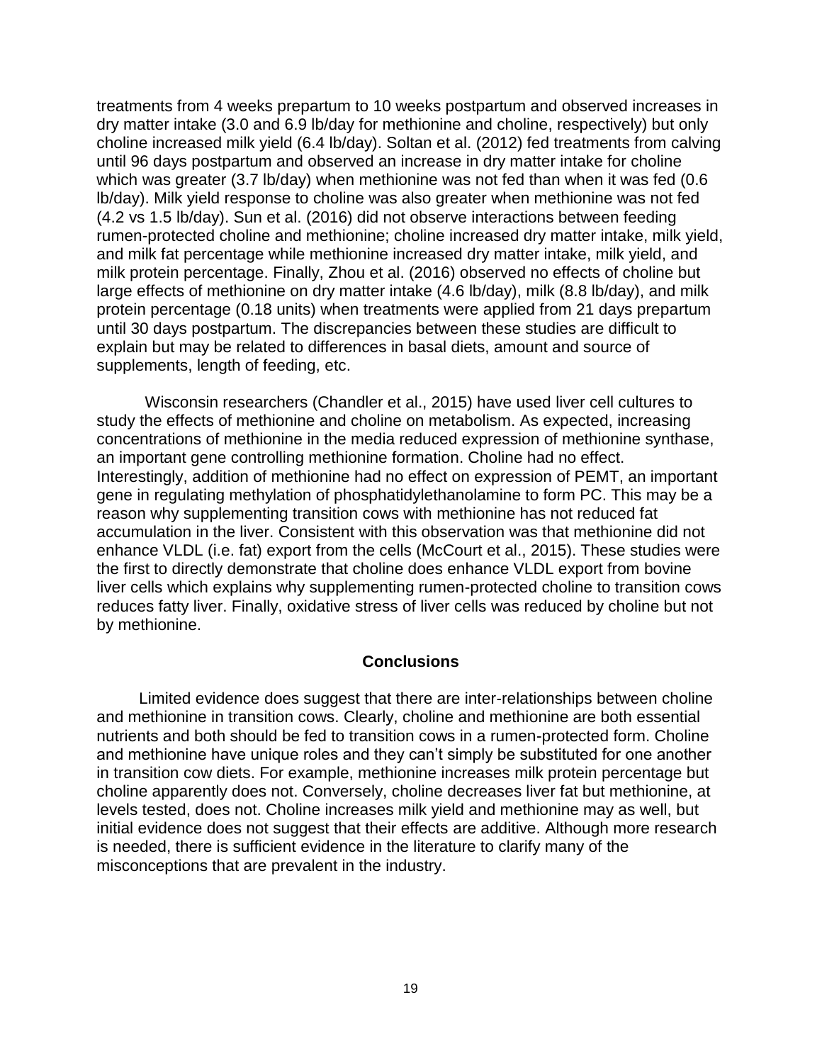treatments from 4 weeks prepartum to 10 weeks postpartum and observed increases in dry matter intake (3.0 and 6.9 lb/day for methionine and choline, respectively) but only choline increased milk yield (6.4 lb/day). Soltan et al. (2012) fed treatments from calving until 96 days postpartum and observed an increase in dry matter intake for choline which was greater (3.7 lb/day) when methionine was not fed than when it was fed (0.6 lb/day). Milk yield response to choline was also greater when methionine was not fed (4.2 vs 1.5 lb/day). Sun et al. (2016) did not observe interactions between feeding rumen-protected choline and methionine; choline increased dry matter intake, milk yield, and milk fat percentage while methionine increased dry matter intake, milk yield, and milk protein percentage. Finally, Zhou et al. (2016) observed no effects of choline but large effects of methionine on dry matter intake (4.6 lb/day), milk (8.8 lb/day), and milk protein percentage (0.18 units) when treatments were applied from 21 days prepartum until 30 days postpartum. The discrepancies between these studies are difficult to explain but may be related to differences in basal diets, amount and source of supplements, length of feeding, etc.

Wisconsin researchers (Chandler et al., 2015) have used liver cell cultures to study the effects of methionine and choline on metabolism. As expected, increasing concentrations of methionine in the media reduced expression of methionine synthase, an important gene controlling methionine formation. Choline had no effect. Interestingly, addition of methionine had no effect on expression of PEMT, an important gene in regulating methylation of phosphatidylethanolamine to form PC. This may be a reason why supplementing transition cows with methionine has not reduced fat accumulation in the liver. Consistent with this observation was that methionine did not enhance VLDL (i.e. fat) export from the cells (McCourt et al., 2015). These studies were the first to directly demonstrate that choline does enhance VLDL export from bovine liver cells which explains why supplementing rumen-protected choline to transition cows reduces fatty liver. Finally, oxidative stress of liver cells was reduced by choline but not by methionine.

## Conclusions

Limited evidence does suggest that there are inter-relationships between choline and methionine in transition cows. Clearly, choline and methionine are both essential nutrients and both should be fed to transition cows in a rumen-protected form. Choline and methionine have unique roles and they can't simply be substituted for one another in transition cow diets. For example, methionine increases milk protein percentage but choline apparently does not. Conversely, choline decreases liver fat but methionine, at levels tested, does not. Choline increases milk yield and methionine may as well, but initial evidence does not suggest that their effects are additive. Although more research is needed, there is sufficient evidence in the literature to clarify many of the misconceptions that are prevalent in the industry.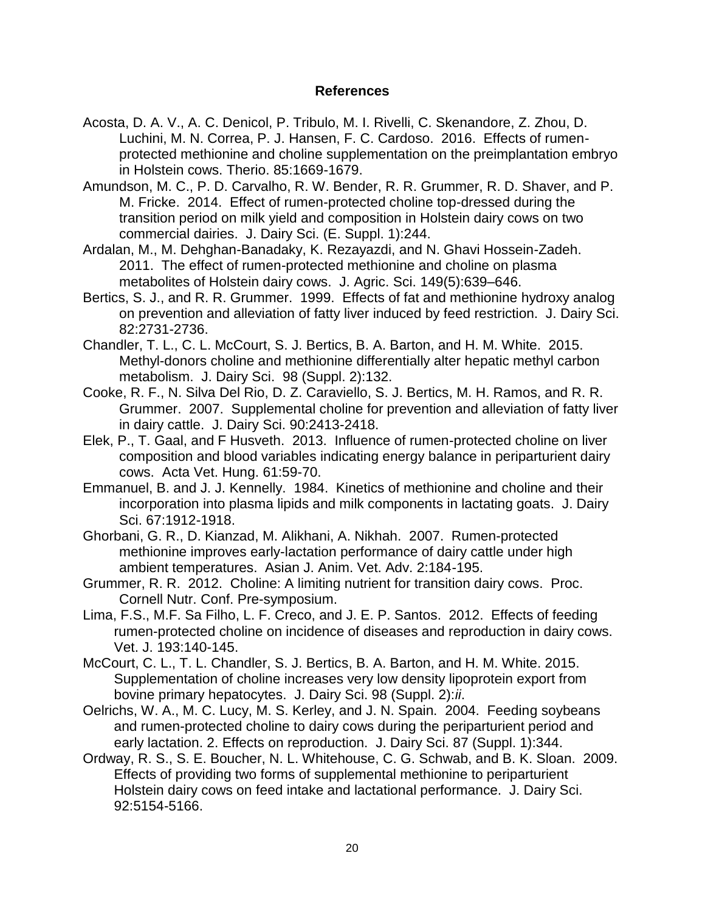### References

Acosta, D. A. V., A. C. Denicol, P. Tribulo, M. I. Rivelli, C. Skenandore, Z. Zhou, D. Luchini, M. N. Correa, P. J. Hansen, F. C. Cardoso. 2016. Effects of rumen-protected methionine and choline supplementation on the preimplantation embryo in Holstein cows. Therio. 85:1669-1679.

Amundson, M. C., P. D. Carvalho, R. W. Bender, R. R. Grummer, R. D. Shaver, and P. M. Fricke. 2014. Effect of rumen-protected choline top-dressed during the transition period on milk yield and composition in Holstein dairy cows on two commercial dairies. J. Dairy Sci. (E. Suppl. 1):244.

Ardalan, M., M. Dehghan-Banadaky, K. Rezayazdi, and N. Ghavi Hossein-Zadeh. 2011. The effect of rumen-protected methionine and choline on plasma metabolites of Holstein dairy cows. J. Agric. Sci. 149(5):639–646.

Bertics, S. J., and R. R. Grummer. 1999. Effects of fat and methionine hydroxy analog on prevention and alleviation of fatty liver induced by feed restriction. J. Dairy Sci. 82:2731-2736.

Chandler, T. L., C. L. McCourt, S. J. Bertics, B. A. Barton, and H. M. White. 2015. Methyl-donors choline and methionine differentially alter hepatic methyl carbon metabolism. J. Dairy Sci. 98 (Suppl. 2):132.

Cooke, R. F., N. Silva Del Rio, D. Z. Caraviello, S. J. Bertics, M. H. Ramos, and R. R. Grummer. 2007. Supplemental choline for prevention and alleviation of fatty liver in dairy cattle. J. Dairy Sci. 90:2413-2418.

Elek, P., T. Gaal, and F Husveth. 2013. Influence of rumen-protected choline on liver composition and blood variables indicating energy balance in periparturient dairy cows. Acta Vet. Hung. 61:59-70.

Emmanuel, B. and J. J. Kennelly. 1984. Kinetics of methionine and choline and their incorporation into plasma lipids and milk components in lactating goats. J. Dairy Sci. 67:1912-1918.

Ghorbani, G. R., D. Kianzad, M. Alikhani, A. Nikhah. 2007. Rumen-protected methionine improves early-lactation performance of dairy cattle under high ambient temperatures. Asian J. Anim. Vet. Adv. 2:184-195.

Grummer, R. R. 2012. Choline: A limiting nutrient for transition dairy cows. Proc. Cornell Nutr. Conf. Pre-symposium.

Lima, F.S., M.F. Sa Filho, L. F. Creco, and J. E. P. Santos. 2012. Effects of feeding rumen-protected choline on incidence of diseases and reproduction in dairy cows. Vet. J. 193:140-145.

McCourt, C. L., T. L. Chandler, S. J. Bertics, B. A. Barton, and H. M. White. 2015. Supplementation of choline increases very low density lipoprotein export from bovine primary hepatocytes. J. Dairy Sci. 98 (Suppl. 2):*ii*.

Oelrichs, W. A., M. C. Lucy, M. S. Kerley, and J. N. Spain. 2004. Feeding soybeans and rumen-protected choline to dairy cows during the periparturient period and early lactation. 2. Effects on reproduction. J. Dairy Sci. 87 (Suppl. 1):344.

Ordway, R. S., S. E. Boucher, N. L. Whitehouse, C. G. Schwab, and B. K. Sloan. 2009. Effects of providing two forms of supplemental methionine to periparturient Holstein dairy cows on feed intake and lactational performance. J. Dairy Sci. 92:5154-5166.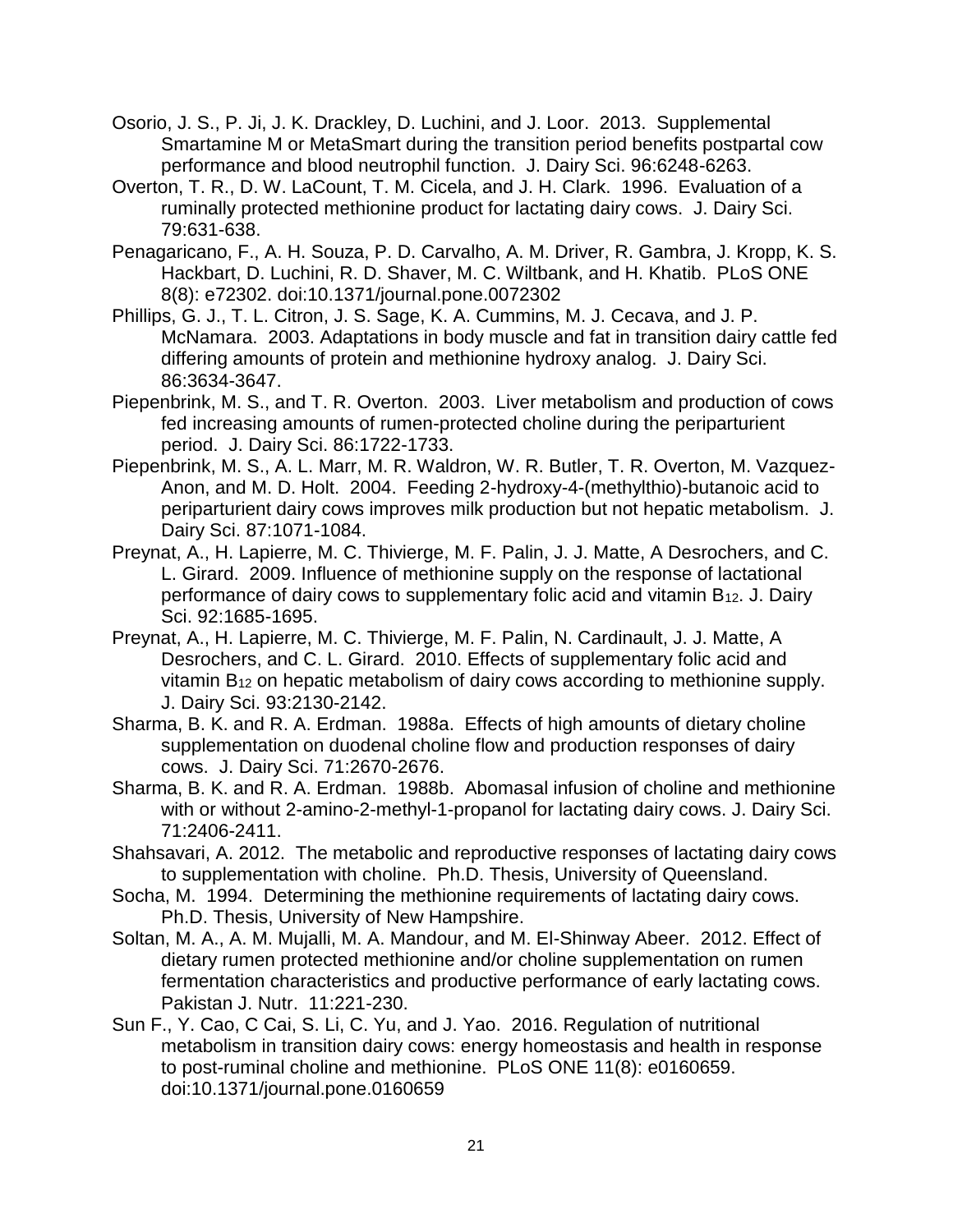Osorio, J. S., P. Ji, J. K. Drackley, D. Luchini, and J. Loor. 2013. Supplemental Smartamine M or MetaSmart during the transition period benefits postpartal cow performance and blood neutrophil function. J. Dairy Sci. 96:6248-6263.

Overton, T. R., D. W. LaCount, T. M. Cicela, and J. H. Clark. 1996. Evaluation of a ruminally protected methionine product for lactating dairy cows. J. Dairy Sci. 79:631-638.

Penagaricano, F., A. H. Souza, P. D. Carvalho, A. M. Driver, R. Gambra, J. Kropp, K. S. Hackbart, D. Luchini, R. D. Shaver, M. C. Wiltbank, and H. Khatib. PLoS ONE 8(8): e72302. doi:10.1371/journal.pone.0072302

Phillips, G. J., T. L. Citron, J. S. Sage, K. A. Cummins, M. J. Cecava, and J. P. McNamara. 2003. Adaptations in body muscle and fat in transition dairy cattle fed differing amounts of protein and methionine hydroxy analog. J. Dairy Sci. 86:3634-3647.

Piepenbrink, M. S., and T. R. Overton. 2003. Liver metabolism and production of cows fed increasing amounts of rumen-protected choline during the periparturient period. J. Dairy Sci. 86:1722-1733.

Piepenbrink, M. S., A. L. Marr, M. R. Waldron, W. R. Butler, T. R. Overton, M. Vazquez-Anon, and M. D. Holt. 2004. Feeding 2-hydroxy-4-(methylthio)-butanoic acid to periparturient dairy cows improves milk production but not hepatic metabolism. J. Dairy Sci. 87:1071-1084.

Preynat, A., H. Lapierre, M. C. Thivierge, M. F. Palin, J. J. Matte, A Desrochers, and C. L. Girard. 2009. Influence of methionine supply on the response of lactational performance of dairy cows to supplementary folic acid and vitamin $B_{12}$. J. Dairy Sci. 92:1685-1695.

Preynat, A., H. Lapierre, M. C. Thivierge, M. F. Palin, N. Cardinault, J. J. Matte, A Desrochers, and C. L. Girard. 2010. Effects of supplementary folic acid and vitamin $B_{12}$ on hepatic metabolism of dairy cows according to methionine supply. J. Dairy Sci. 93:2130-2142.

Sharma, B. K. and R. A. Erdman. 1988a. Effects of high amounts of dietary choline supplementation on duodenal choline flow and production responses of dairy cows. J. Dairy Sci. 71:2670-2676.

Sharma, B. K. and R. A. Erdman. 1988b. Abomasal infusion of choline and methionine with or without 2-amino-2-methyl-1-propanol for lactating dairy cows. J. Dairy Sci. 71:2406-2411.

Shahsavari, A. 2012. The metabolic and reproductive responses of lactating dairy cows to supplementation with choline. Ph.D. Thesis, University of Queensland.

Socha, M. 1994. Determining the methionine requirements of lactating dairy cows. Ph.D. Thesis, University of New Hampshire.

Soltan, M. A., A. M. Mujalli, M. A. Mandour, and M. El-Shinway Abeer. 2012. Effect of dietary rumen protected methionine and/or choline supplementation on rumen fermentation characteristics and productive performance of early lactating cows. Pakistan J. Nutr. 11:221-230.

Sun F., Y. Cao, C Cai, S. Li, C. Yu, and J. Yao. 2016. Regulation of nutritional metabolism in transition dairy cows: energy homeostasis and health in response to post-ruminal choline and methionine. PLoS ONE 11(8): e0160659. doi:10.1371/journal.pone.0160659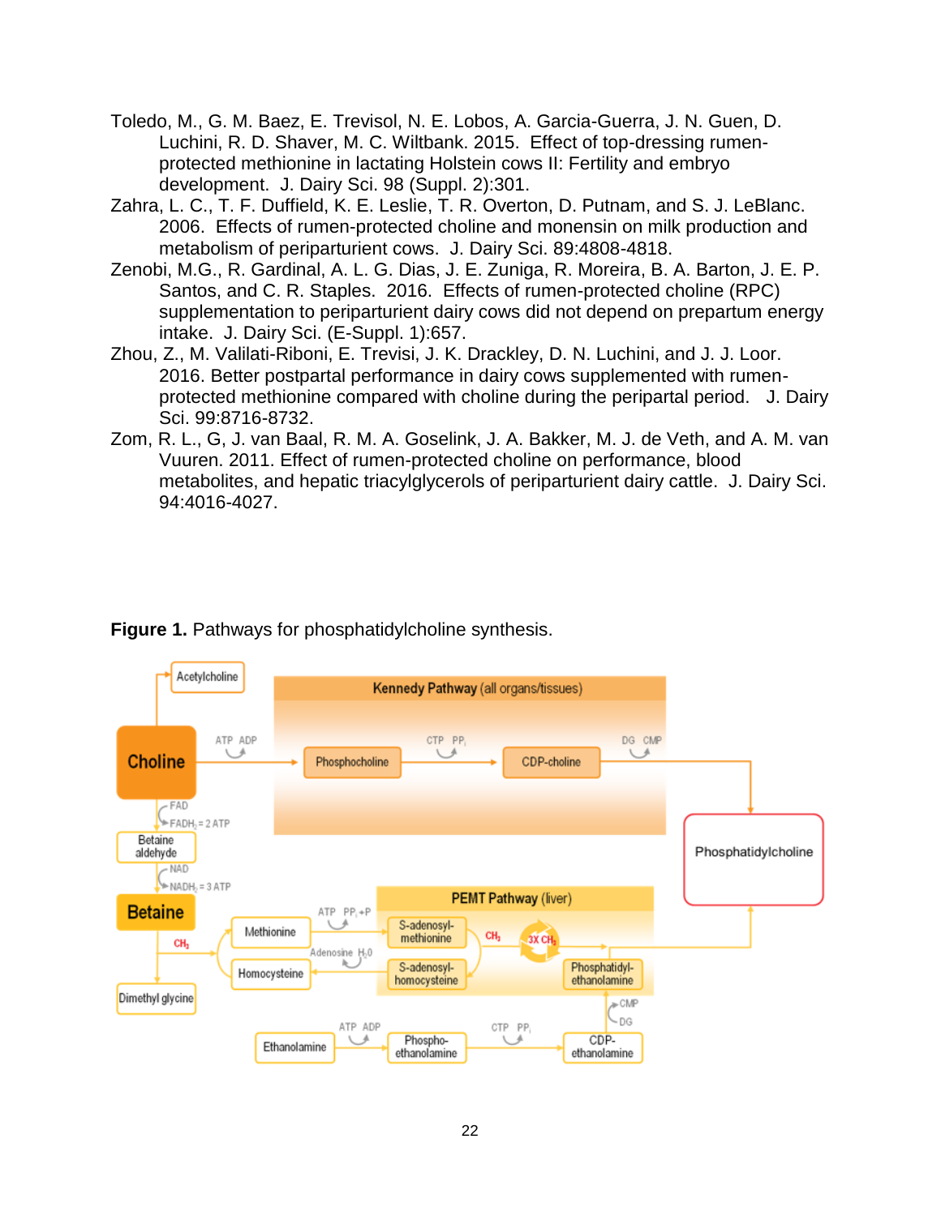Toledo, M., G. M. Baez, E. Trevisol, N. E. Lobos, A. Garcia-Guerra, J. N. Guen, D. Luchini, R. D. Shaver, M. C. Wiltbank. 2015. Effect of top-dressing rumen-protected methionine in lactating Holstein cows II: Fertility and embryo development. J. Dairy Sci. 98 (Suppl. 2):301.

Zahra, L. C., T. F. Duffield, K. E. Leslie, T. R. Overton, D. Putnam, and S. J. LeBlanc. 2006. Effects of rumen-protected choline and monensin on milk production and metabolism of periparturient cows. J. Dairy Sci. 89:4808-4818.

Zenobi, M.G., R. Gardinal, A. L. G. Dias, J. E. Zuniga, R. Moreira, B. A. Barton, J. E. P. Santos, and C. R. Staples. 2016. Effects of rumen-protected choline (RPC) supplementation to periparturient dairy cows did not depend on prepartum energy intake. J. Dairy Sci. (E-Suppl. 1):657.

Zhou, Z., M. Valilati-Riboni, E. Trevisi, J. K. Drackley, D. N. Luchini, and J. J. Loor. 2016. Better postpartal performance in dairy cows supplemented with rumen-protected methionine compared with choline during the peripartal period. J. Dairy Sci. 99:8716-8732.

Zom, R. L., G, J. van Baal, R. M. A. Goselink, J. A. Bakker, M. J. de Veth, and A. M. van Vuuren. 2011. Effect of rumen-protected choline on performance, blood metabolites, and hepatic triacylglycerols of periparturient dairy cattle. J. Dairy Sci. 94:4016-4027.

**Figure 1.** Pathways for phosphatidylcholine synthesis.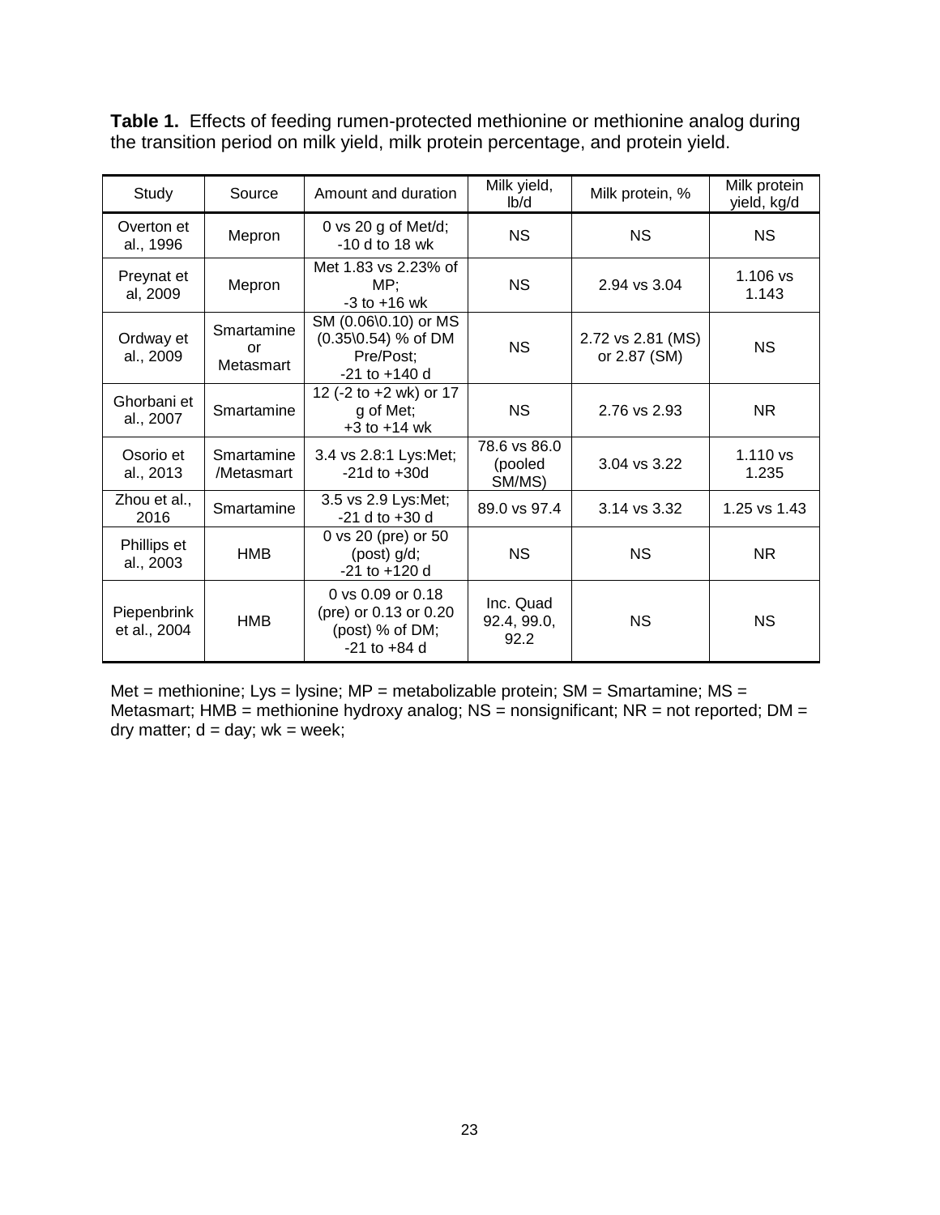**Table 1.** Effects of feeding rumen-protected methionine or methionine analog during the transition period on milk yield, milk protein percentage, and protein yield.

| Study | Source | Amount and duration | Milk yield, lb/d | Milk protein, % | Milk protein yield, kg/d |
|---|---|---|---|---|---|
| Overton et al., 1996 | Mepron | 0 vs 20 g of Met/d; -10 d to 18 wk | NS | NS | NS |
| Preynat et al, 2009 | Mepron | Met 1.83 vs 2.23% of MP; -3 to +16 wk | NS | 2.94 vs 3.04 | 1.106 vs 1.143 |
| Ordway et al., 2009 | Smartamine or Metasmart | SM (0.06\0.10) or MS (0.35\0.54) % of DM Pre/Post; -21 to +140 d | NS | 2.72 vs 2.81 (MS) or 2.87 (SM) | NS |
| Ghorbani et al., 2007 | Smartamine | 12 (-2 to +2 wk) or 17 g of Met; +3 to +14 wk | NS | 2.76 vs 2.93 | NR |
| Osorio et al., 2013 | Smartamine /Metasmart | 3.4 vs 2.8:1 Lys:Met; -21d to +30d | 78.6 vs 86.0 (pooled SM/MS) | 3.04 vs 3.22 | 1.110 vs 1.235 |
| Zhou et al., 2016 | Smartamine | 3.5 vs 2.9 Lys:Met; -21 d to +30 d | 89.0 vs 97.4 | 3.14 vs 3.32 | 1.25 vs 1.43 |
| Phillips et al., 2003 | HMB | 0 vs 20 (pre) or 50 (post) g/d; -21 to +120 d | NS | NS | NR |
| Piepenbrink et al., 2004 | HMB | 0 vs 0.09 or 0.18 (pre) or 0.13 or 0.20 (post) % of DM; -21 to +84 d | Inc. Quad 92.4, 99.0, 92.2 | NS | NS |

Met = methionine; Lys = lysine; MP = metabolizable protein; SM = Smartamine; MS = Metasmart; HMB = methionine hydroxy analog; NS = nonsignificant; NR = not reported; DM = dry matter; d = day; wk = week;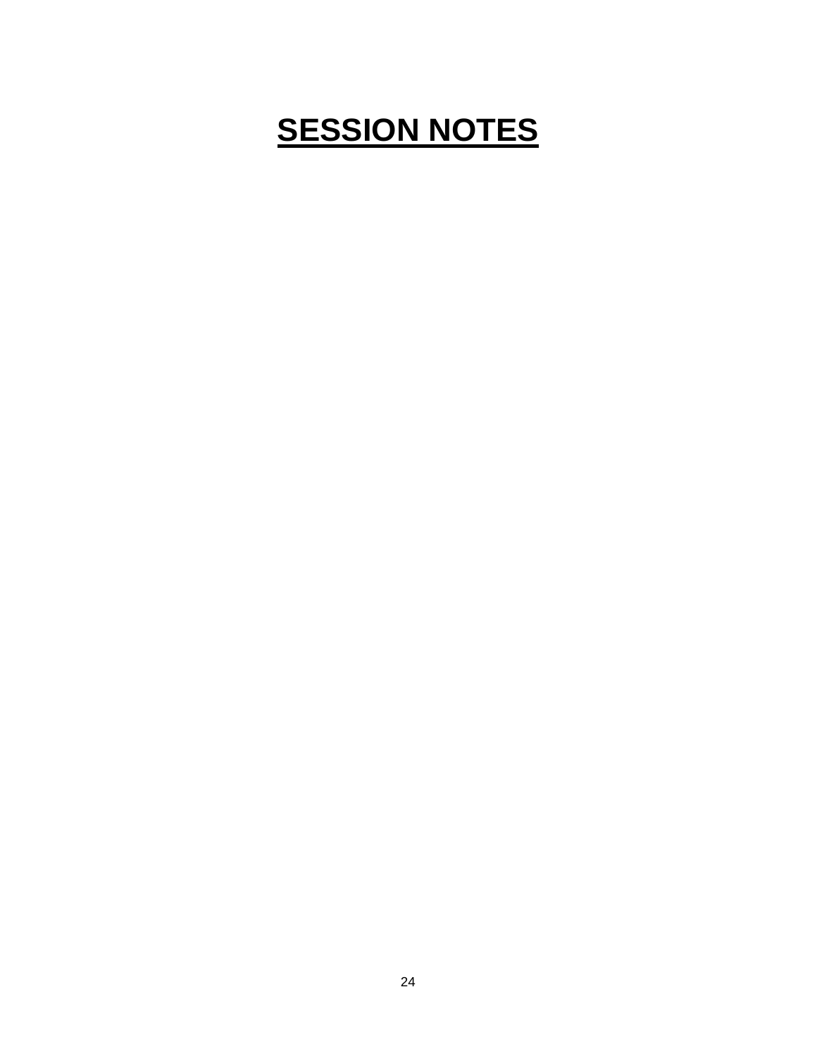# SESSION NOTES